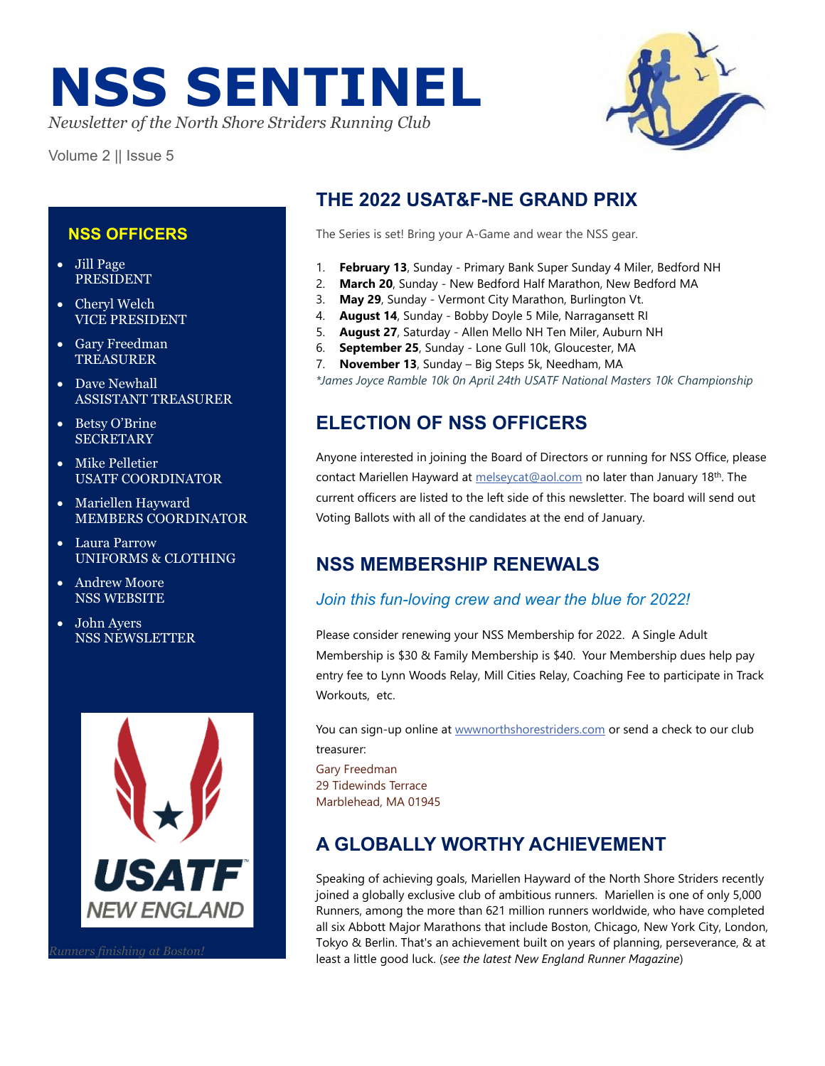# NSS SENTINEL

*Newsletter of the North Shore Striders Running Club*

Volume 2 || Issue 5

## NSS OFFICERS

- Jill Page
  PRESIDENT
- Cheryl Welch
  VICE PRESIDENT
- Gary Freedman
  TREASURER
- Dave Newhall
  ASSISTANT TREASURER
- Betsy O'Brine
  SECRETARY
- Mike Pelletier
  USATF COORDINATOR
- Mariellen Hayward
  MEMBERS COORDINATOR
- Laura Parrow
  UNIFORMS & CLOTHING
- Andrew Moore
  NSS WEBSITE
- John Ayers
  NSS NEWSLETTER

*Runners finishing at Boston!*

## THE 2022 USAT&F-NE GRAND PRIX

The Series is set! Bring your A-Game and wear the NSS gear.

1. **February 13**, Sunday - Primary Bank Super Sunday 4 Miler, Bedford NH
2. **March 20**, Sunday - New Bedford Half Marathon, New Bedford MA
3. **May 29**, Sunday - Vermont City Marathon, Burlington Vt.
4. **August 14**, Sunday - Bobby Doyle 5 Mile, Narragansett RI
5. **August 27**, Saturday - Allen Mello NH Ten Miler, Auburn NH
6. **September 25**, Sunday - Lone Gull 10k, Gloucester, MA
7. **November 13**, Sunday – Big Steps 5k, Needham, MA

*\*James Joyce Ramble 10k 0n April 24th USATF National Masters 10k Championship*

## ELECTION OF NSS OFFICERS

Anyone interested in joining the Board of Directors or running for NSS Office, please contact Mariellen Hayward at melseycat@aol.com no later than January 18th. The current officers are listed to the left side of this newsletter. The board will send out Voting Ballots with all of the candidates at the end of January.

## NSS MEMBERSHIP RENEWALS

### *Join this fun-loving crew and wear the blue for 2022!*

Please consider renewing your NSS Membership for 2022. A Single Adult Membership is $30 & Family Membership is $40. Your Membership dues help pay entry fee to Lynn Woods Relay, Mill Cities Relay, Coaching Fee to participate in Track Workouts, etc.

You can sign-up online at wwwnorthshorestriders.com or send a check to our club treasurer:

Gary Freedman
29 Tidewinds Terrace
Marblehead, MA 01945

## A GLOBALLY WORTHY ACHIEVEMENT

Speaking of achieving goals, Mariellen Hayward of the North Shore Striders recently joined a globally exclusive club of ambitious runners. Mariellen is one of only 5,000 Runners, among the more than 621 million runners worldwide, who have completed all six Abbott Major Marathons that include Boston, Chicago, New York City, London, Tokyo & Berlin. That's an achievement built on years of planning, perseverance, & at least a little good luck. (*see the latest New England Runner Magazine*)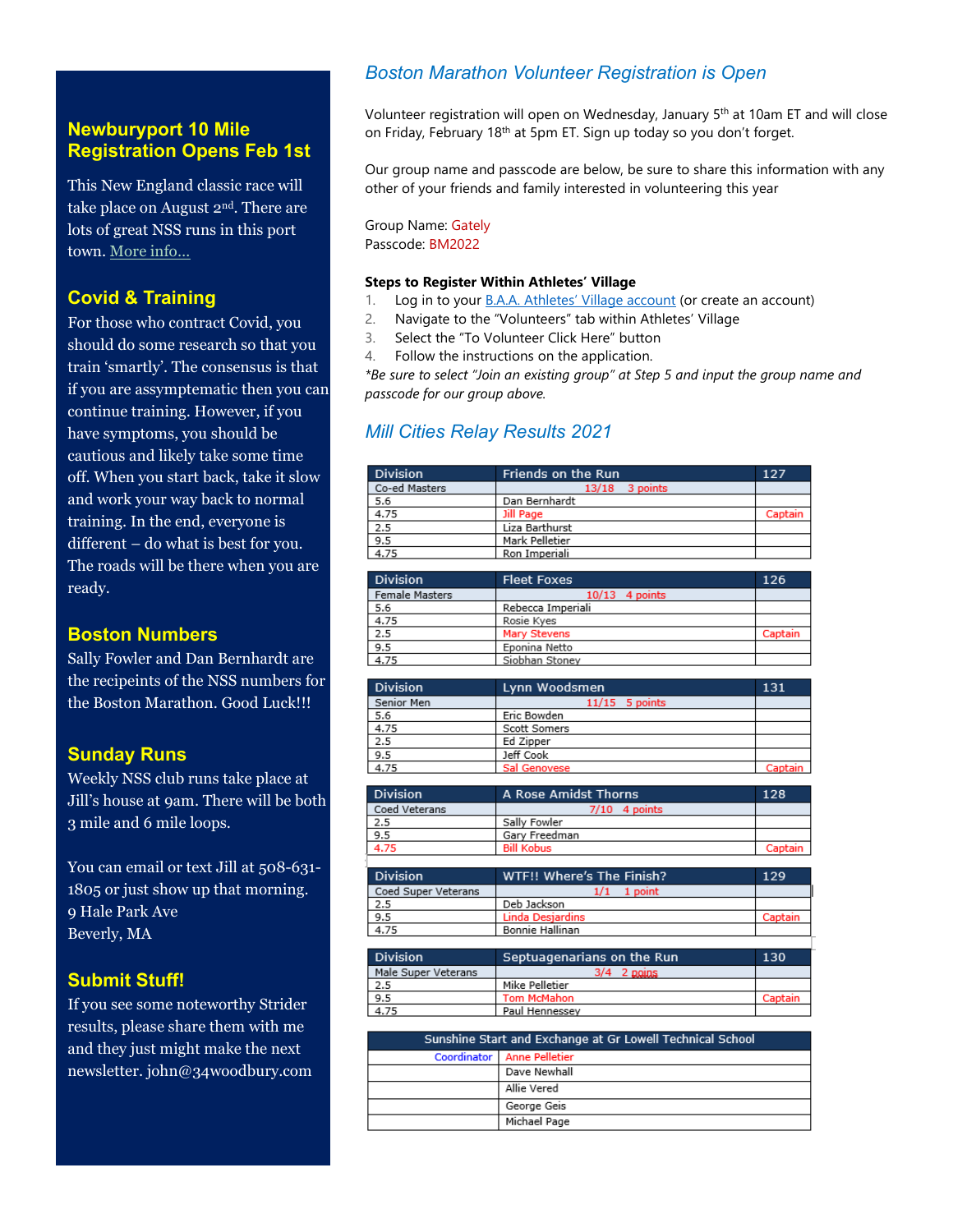## Newburyport 10 Mile Registration Opens Feb 1st

This New England classic race will take place on August 2nd. There are lots of great NSS runs in this port town. More info...

## Covid & Training

For those who contract Covid, you should do some research so that you train 'smartly'. The consensus is that if you are assymptematic then you can continue training. However, if you have symptoms, you should be cautious and likely take some time off. When you start back, take it slow and work your way back to normal training. In the end, everyone is different – do what is best for you. The roads will be there when you are ready.

## Boston Numbers

Sally Fowler and Dan Bernhardt are the recipeints of the NSS numbers for the Boston Marathon. Good Luck!!!

## Sunday Runs

Weekly NSS club runs take place at Jill's house at 9am. There will be both 3 mile and 6 mile loops.

You can email or text Jill at 508-631-1805 or just show up that morning.
9 Hale Park Ave
Beverly, MA

## Submit Stuff!

If you see some noteworthy Strider results, please share them with me and they just might make the next newsletter. john@34woodbury.com

## Boston Marathon Volunteer Registration is Open

Volunteer registration will open on Wednesday, January 5th at 10am ET and will close on Friday, February 18th at 5pm ET. Sign up today so you don't forget.

Our group name and passcode are below, be sure to share this information with any other of your friends and family interested in volunteering this year

Group Name: Gately
Passcode: BM2022

**Steps to Register Within Athletes' Village**

1. Log in to your B.A.A. Athletes' Village account (or create an account)
2. Navigate to the "Volunteers" tab within Athletes' Village
3. Select the "To Volunteer Click Here" button
4. Follow the instructions on the application.

*\*Be sure to select "Join an existing group" at Step 5 and input the group name and passcode for our group above.*

## Mill Cities Relay Results 2021

| Division | Friends on the Run | 127 |
|---|---|---|
| Co-ed Masters | 13/18 3 points | |
| 5.6 | Dan Bernhardt | |
| 4.75 | Jill Page | Captain |
| 2.5 | Liza Barthurst | |
| 9.5 | Mark Pelletier | |
| 4.75 | Ron Imperiali | |

| Division | Fleet Foxes | 126 |
|---|---|---|
| Female Masters | 10/13 4 points | |
| 5.6 | Rebecca Imperiali | |
| 4.75 | Rosie Kyes | |
| 2.5 | Mary Stevens | Captain |
| 9.5 | Eponina Netto | |
| 4.75 | Siobhan Stoney | |

| Division | Lynn Woodsmen | 131 |
|---|---|---|
| Senior Men | 11/15 5 points | |
| 5.6 | Eric Bowden | |
| 4.75 | Scott Somers | |
| 2.5 | Ed Zipper | |
| 9.5 | Jeff Cook | |
| 4.75 | Sal Genovese | Captain |

| Division | A Rose Amidst Thorns | 128 |
|---|---|---|
| Coed Veterans | 7/10 4 points | |
| 2.5 | Sally Fowler | |
| 9.5 | Gary Freedman | |
| 4.75 | Bill Kobus | Captain |

| Division | WTF!! Where's The Finish? | 129 |
|---|---|---|
| Coed Super Veterans | 1/1 1 point | |
| 2.5 | Deb Jackson | |
| 9.5 | Linda Desjardins | Captain |
| 4.75 | Bonnie Hallinan | |

| Division | Septuagenarians on the Run | 130 |
|---|---|---|
| Male Super Veterans | 3/4 2 poins | |
| 2.5 | Mike Pelletier | |
| 9.5 | Tom McMahon | Captain |
| 4.75 | Paul Hennessey | |

| Sunshine Start and Exchange at Gr Lowell Technical School | |
|---|---|
| Coordinator | Anne Pelletier |
| | Dave Newhall |
| | Allie Vered |
| | George Geis |
| | Michael Page |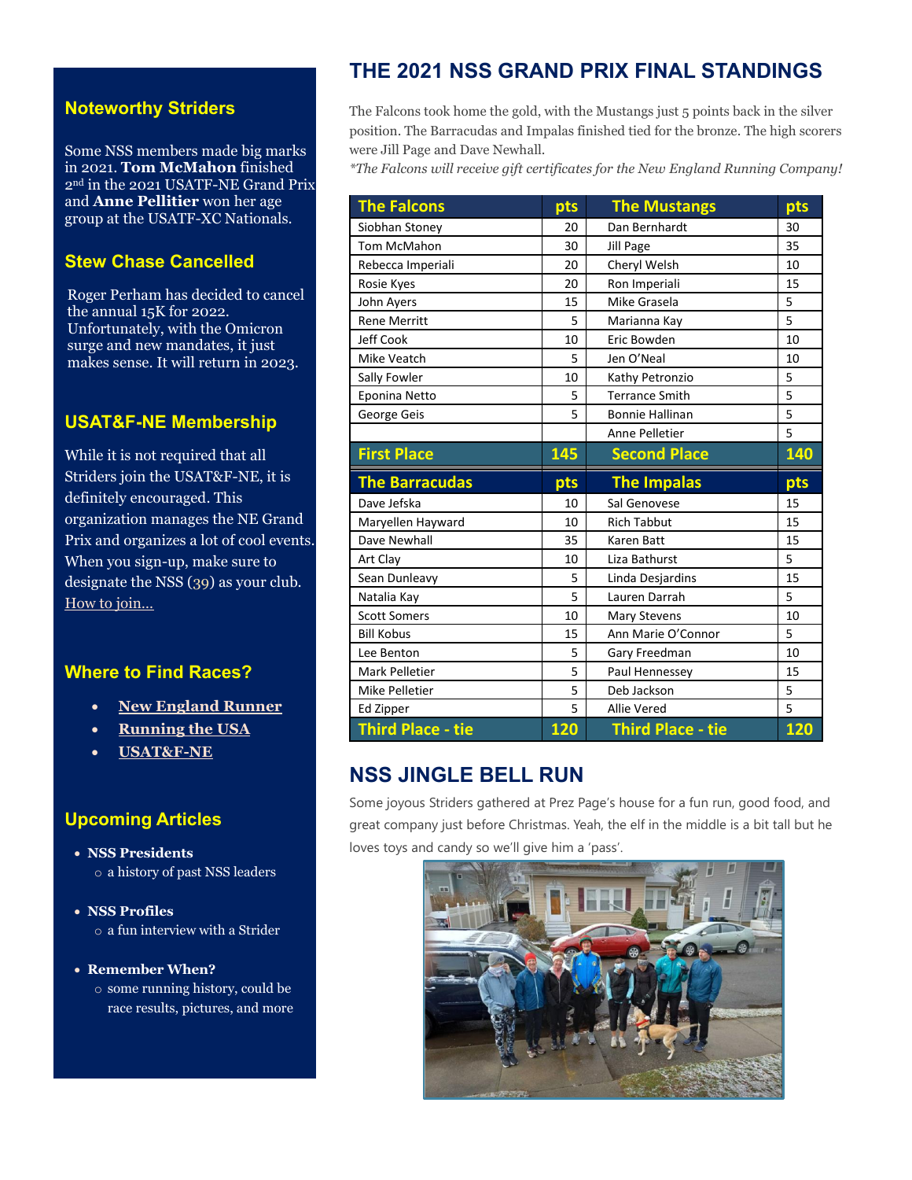## Noteworthy Striders

Some NSS members made big marks in 2021. **Tom McMahon** finished 2nd in the 2021 USATF-NE Grand Prix and **Anne Pellitier** won her age group at the USATF-XC Nationals.

## Stew Chase Cancelled

Roger Perham has decided to cancel the annual 15K for 2022. Unfortunately, with the Omicron surge and new mandates, it just makes sense. It will return in 2023.

## USAT&F-NE Membership

While it is not required that all Striders join the USAT&F-NE, it is definitely encouraged. This organization manages the NE Grand Prix and organizes a lot of cool events. When you sign-up, make sure to designate the NSS (39) as your club. How to join...

## Where to Find Races?

- **New England Runner**
- **Running the USA**
- **USAT&F-NE**

## Upcoming Articles

- **NSS Presidents**
  - a history of past NSS leaders
- **NSS Profiles**
  - a fun interview with a Strider
- **Remember When?**
  - some running history, could be race results, pictures, and more

# THE 2021 NSS GRAND PRIX FINAL STANDINGS

The Falcons took home the gold, with the Mustangs just 5 points back in the silver position. The Barracudas and Impalas finished tied for the bronze. The high scorers were Jill Page and Dave Newhall.

*\*The Falcons will receive gift certificates for the New England Running Company!*

| The Falcons | pts | The Mustangs | pts |
|---|---|---|---|
| Siobhan Stoney | 20 | Dan Bernhardt | 30 |
| Tom McMahon | 30 | Jill Page | 35 |
| Rebecca Imperiali | 20 | Cheryl Welsh | 10 |
| Rosie Kyes | 20 | Ron Imperiali | 15 |
| John Ayers | 15 | Mike Grasela | 5 |
| Rene Merritt | 5 | Marianna Kay | 5 |
| Jeff Cook | 10 | Eric Bowden | 10 |
| Mike Veatch | 5 | Jen O'Neal | 10 |
| Sally Fowler | 10 | Kathy Petronzio | 5 |
| Eponina Netto | 5 | Terrance Smith | 5 |
| George Geis | 5 | Bonnie Hallinan | 5 |
| | | Anne Pelletier | 5 |
| **First Place** | **145** | **Second Place** | **140** |

| The Barracudas | pts | The Impalas | pts |
|---|---|---|---|
| Dave Jefska | 10 | Sal Genovese | 15 |
| Maryellen Hayward | 10 | Rich Tabbut | 15 |
| Dave Newhall | 35 | Karen Batt | 15 |
| Art Clay | 10 | Liza Bathurst | 5 |
| Sean Dunleavy | 5 | Linda Desjardins | 15 |
| Natalia Kay | 5 | Lauren Darrah | 5 |
| Scott Somers | 10 | Mary Stevens | 10 |
| Bill Kobus | 15 | Ann Marie O'Connor | 5 |
| Lee Benton | 5 | Gary Freedman | 10 |
| Mark Pelletier | 5 | Paul Hennessey | 15 |
| Mike Pelletier | 5 | Deb Jackson | 5 |
| Ed Zipper | 5 | Allie Vered | 5 |
| **Third Place - tie** | **120** | **Third Place - tie** | **120** |

# NSS JINGLE BELL RUN

Some joyous Striders gathered at Prez Page's house for a fun run, good food, and great company just before Christmas. Yeah, the elf in the middle is a bit tall but he loves toys and candy so we'll give him a 'pass'.